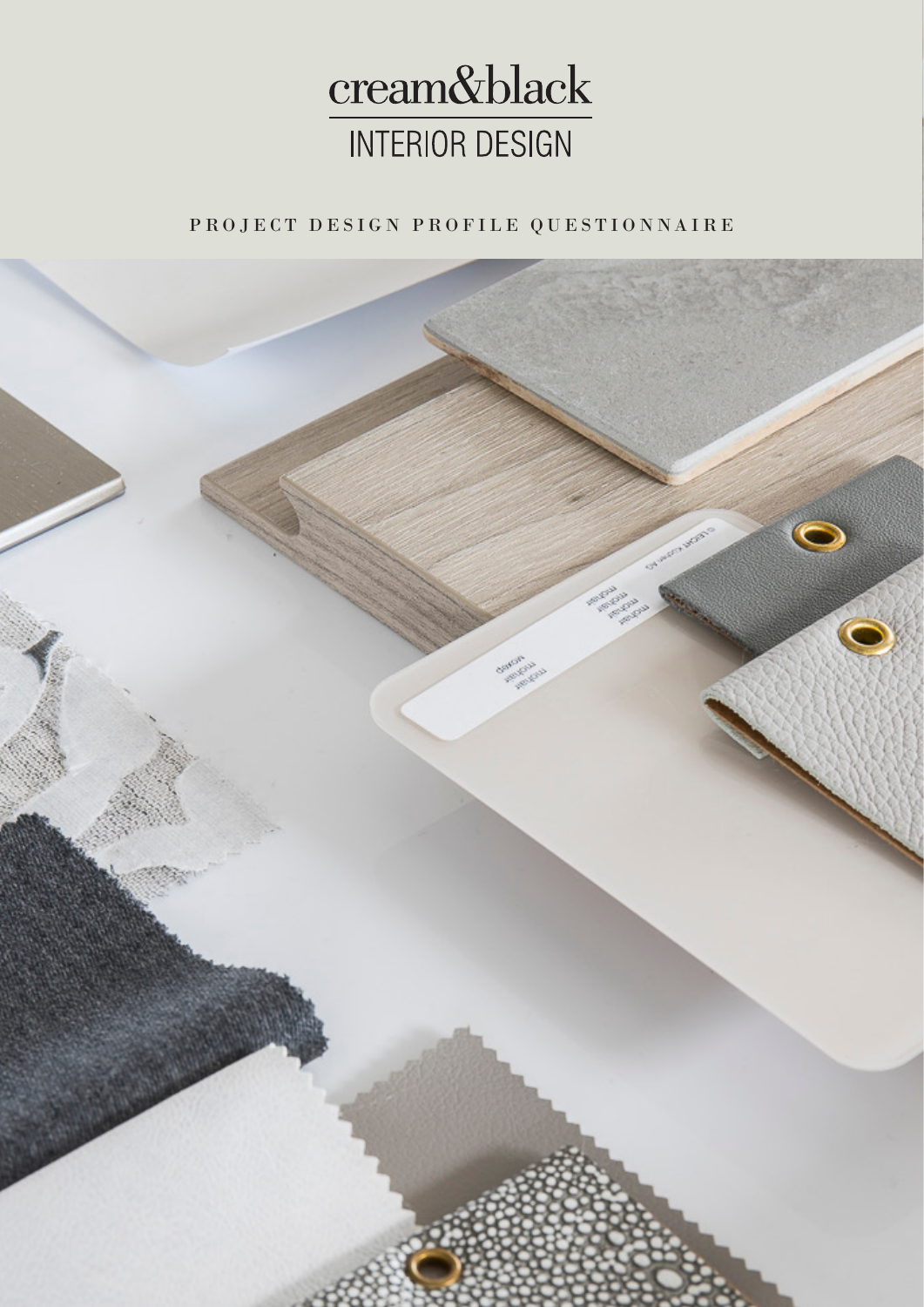# cream&black

## INTERIOR DESIGN

PROJECT DESIGN PROFILE QUESTIONNAIRE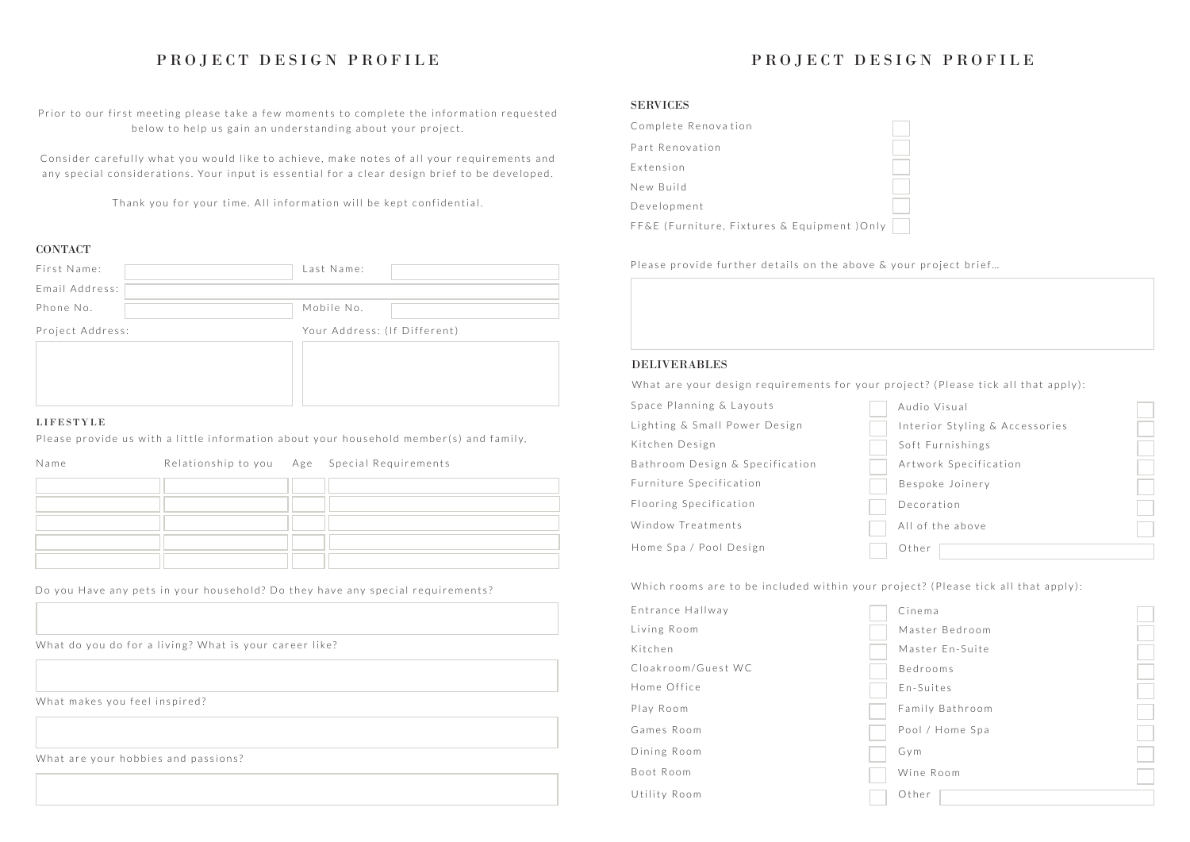# PROJECT DESIGN PROFILE

Prior to our first meeting please take a few moments to complete the information requested below to help us gain an understanding about your project.

Consider carefully what you would like to achieve, make notes of all your requirements and any special considerations. Your input is essential for a clear design brief to be developed.

Thank you for your time. All information will be kept confidential.

## CONTACT

First Name: \_\_\_\_\_\_\_\_ Last Name: \_\_\_\_\_\_\_\_

Email Address: \_\_\_\_\_\_\_\_

Phone No. \_\_\_\_\_\_\_\_ Mobile No. \_\_\_\_\_\_\_\_

Project Address: \_\_\_\_\_\_\_\_

Your Address: (If Different) \_\_\_\_\_\_\_\_

## LIFESTYLE

Please provide us with a little information about your household member(s) and family.

| Name | Relationship to you | Age | Special Requirements |
|---|---|---|---|
| | | | |
| | | | |
| | | | |
| | | | |
| | | | |

Do you Have any pets in your household? Do they have any special requirements?

What do you do for a living? What is your career like?

What makes you feel inspired?

What are your hobbies and passions?

# PROJECT DESIGN PROFILE

## SERVICES

- [ ] Complete Renovation
- [ ] Part Renovation
- [ ] Extension
- [ ] New Build
- [ ] Development
- [ ] FF&E (Furniture, Fixtures & Equipment )Only

Please provide further details on the above & your project brief...

## DELIVERABLES

What are your design requirements for your project? (Please tick all that apply):

- [ ] Space Planning & Layouts
- [ ] Lighting & Small Power Design
- [ ] Kitchen Design
- [ ] Bathroom Design & Specification
- [ ] Furniture Specification
- [ ] Flooring Specification
- [ ] Window Treatments
- [ ] Home Spa / Pool Design
- [ ] Audio Visual
- [ ] Interior Styling & Accessories
- [ ] Soft Furnishings
- [ ] Artwork Specification
- [ ] Bespoke Joinery
- [ ] Decoration
- [ ] All of the above
- [ ] Other \_\_\_\_\_\_\_\_

Which rooms are to be included within your project? (Please tick all that apply):

- [ ] Entrance Hallway
- [ ] Living Room
- [ ] Kitchen
- [ ] Cloakroom/Guest WC
- [ ] Home Office
- [ ] Play Room
- [ ] Games Room
- [ ] Dining Room
- [ ] Boot Room
- [ ] Utility Room
- [ ] Cinema
- [ ] Master Bedroom
- [ ] Master En-Suite
- [ ] Bedrooms
- [ ] En-Suites
- [ ] Family Bathroom
- [ ] Pool / Home Spa
- [ ] Gym
- [ ] Wine Room
- [ ] Other \_\_\_\_\_\_\_\_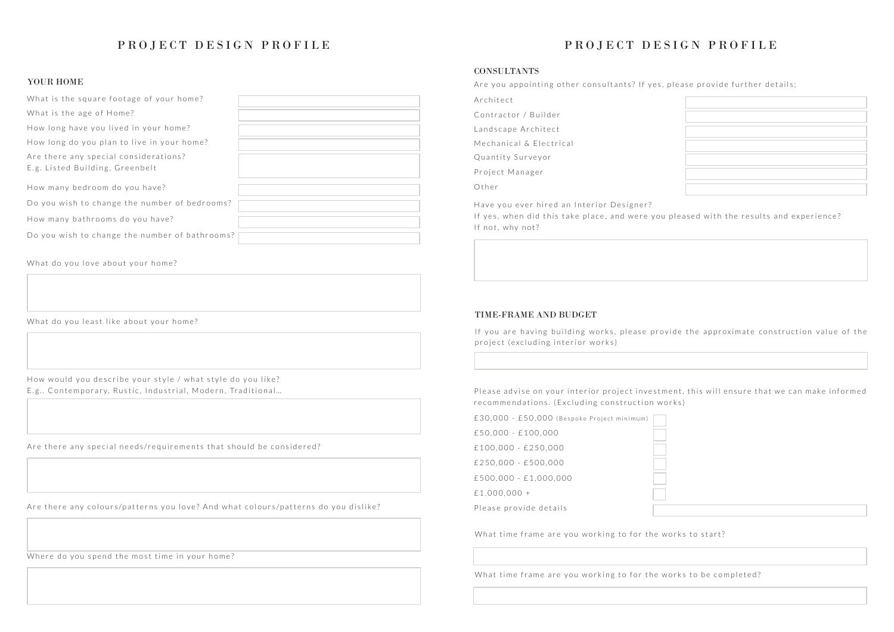# PROJECT DESIGN PROFILE

## YOUR HOME

What is the square footage of your home?

What is the age of Home?

How long have you lived in your home?

How long do you plan to live in your home?

Are there any special considerations?
E.g. Listed Building, Greenbelt

How many bedroom do you have?

Do you wish to change the number of bedrooms?

How many bathrooms do you have?

Do you wish to change the number of bathrooms?

What do you love about your home?

What do you least like about your home?

How would you describe your style / what style do you like?
E.g.. Contemporary, Rustic, Industrial, Modern, Traditional...

Are there any special needs/requirements that should be considered?

Are there any colours/patterns you love? And what colours/patterns do you dislike?

Where do you spend the most time in your home?

# PROJECT DESIGN PROFILE

## CONSULTANTS

Are you appointing other consultants? If yes, please provide further details;

Architect

Contractor / Builder

Landscape Architect

Mechanical & Electrical

Quantity Surveyor

Project Manager

Other

Have you ever hired an Interior Designer?
If yes, when did this take place, and were you pleased with the results and experience?
If not, why not?

## TIME-FRAME AND BUDGET

If you are having building works, please provide the approximate construction value of the project (excluding interior works)

Please advise on your interior project investment, this will ensure that we can make informed recommendations. (Excluding construction works)

- £30,000 - £50,000 (Bespoke Project minimum)
- £50,000 - £100,000
- £100,000 - £250,000
- £250,000 - £500,000
- £500,000 - £1,000,000
- £1,000,000 +

Please provide details

What time frame are you working to for the works to start?

What time frame are you working to for the works to be completed?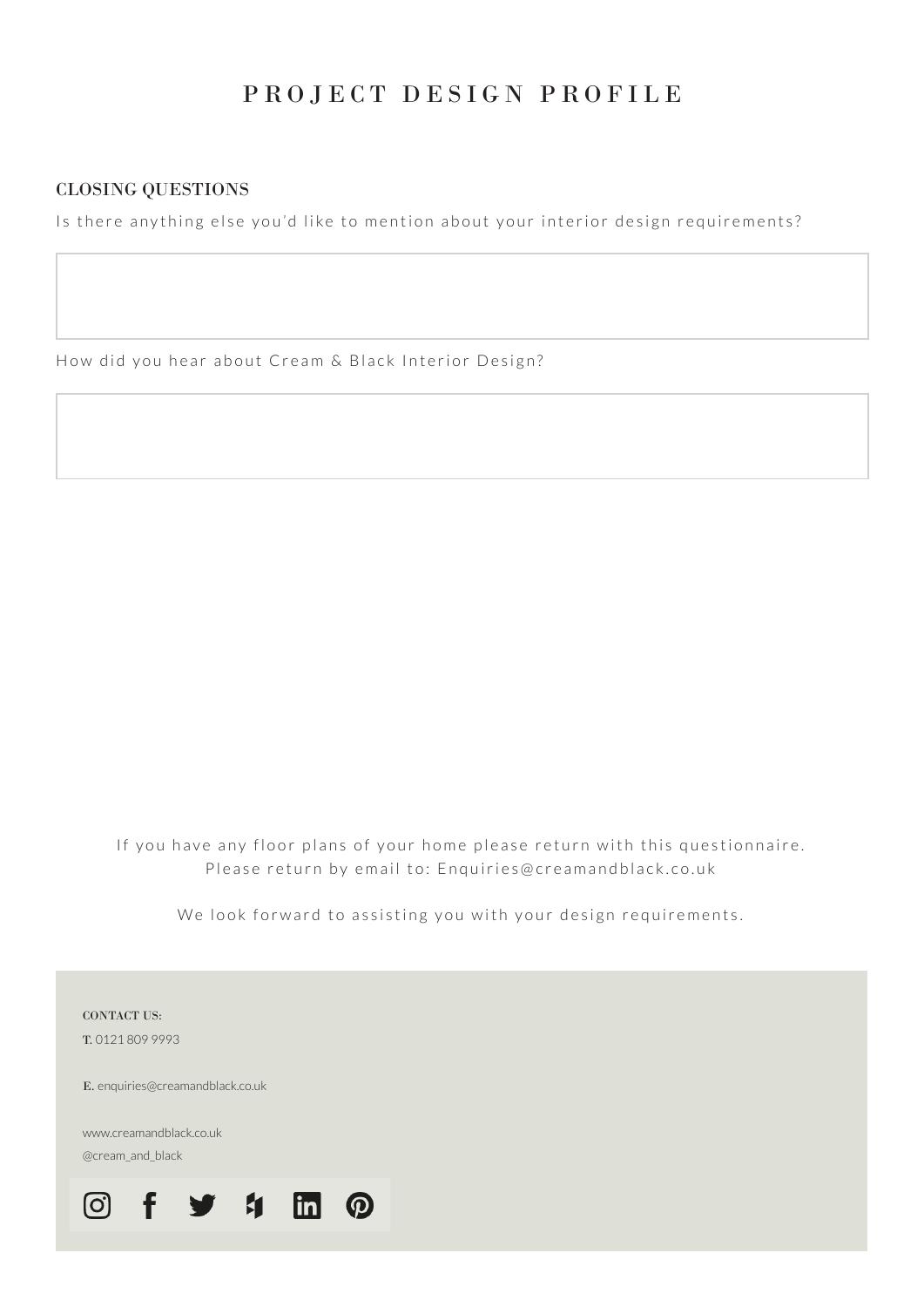# PROJECT DESIGN PROFILE

## CLOSING QUESTIONS

Is there anything else you'd like to mention about your interior design requirements?

How did you hear about Cream & Black Interior Design?

If you have any floor plans of your home please return with this questionnaire.
Please return by email to: Enquiries@creamandblack.co.uk

We look forward to assisting you with your design requirements.

**CONTACT US:**

**T.** 0121 809 9993

**E.** enquiries@creamandblack.co.uk

www.creamandblack.co.uk

@cream_and_black